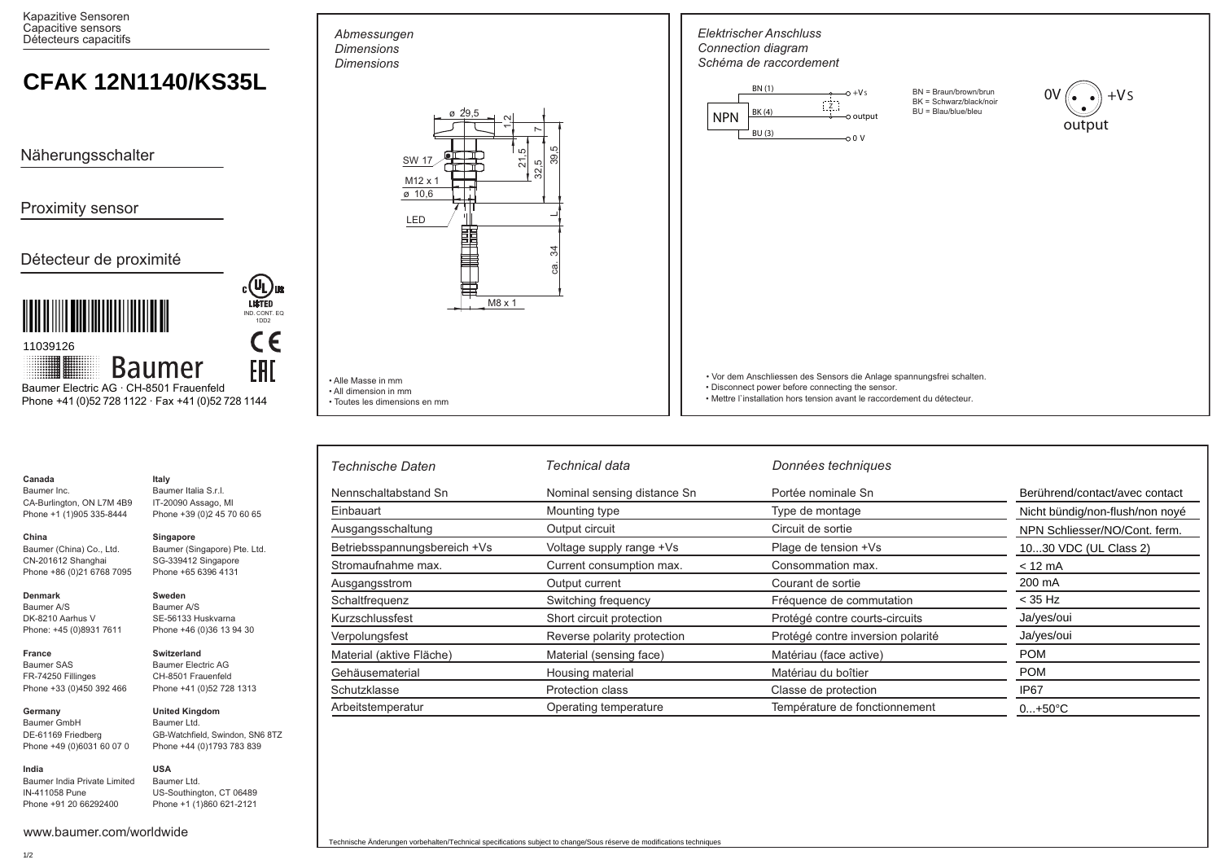Kapazitive Sensoren
Capacitive sensors
Détecteurs capacitifs

# CFAK 12N1140/KS35L

## Näherungsschalter

## Proximity sensor

## Détecteur de proximité

11039126

Baumer

Baumer Electric AG · CH-8501 Frauenfeld
Phone +41 (0)52 728 1122 · Fax +41 (0)52 728 1144

LISTED
IND. CONT. EQ
1DD2

*Abmessungen*
*Dimensions*
*Dimensions*

ø 29,5 · 1,2 · 7 · 21,5 · 32,5 · 39,5 · SW 17 · M12 x 1 · ø 10,6 · LED · L · ca. 34 · M8 x 1

- Alle Masse in mm
- All dimension in mm
- Toutes les dimensions en mm

*Elektrischer Anschluss*
*Connection diagram*
*Schéma de raccordement*

NPN · BN (1) +Vs · BK (4) output · BU (3) 0 V

BN = Braun/brown/brun
BK = Schwarz/black/noir
BU = Blau/blue/bleu

0V · +Vs · output

- Vor dem Anschliessen des Sensors die Anlage spannungsfrei schalten.
- Disconnect power before connecting the sensor.
- Mettre l´installation hors tension avant le raccordement du détecteur.

| *Technische Daten* | *Technical data* | *Données techniques* | |
|---|---|---|---|
| Nennschaltabstand Sn | Nominal sensing distance Sn | Portée nominale Sn | Berührend/contact/avec contact |
| Einbauart | Mounting type | Type de montage | Nicht bündig/non-flush/non noyé |
| Ausgangsschaltung | Output circuit | Circuit de sortie | NPN Schliesser/NO/Cont. ferm. |
| Betriebsspannungsbereich +Vs | Voltage supply range +Vs | Plage de tension +Vs | 10...30 VDC (UL Class 2) |
| Stromaufnahme max. | Current consumption max. | Consommation max. | < 12 mA |
| Ausgangsstrom | Output current | Courant de sortie | 200 mA |
| Schaltfrequenz | Switching frequency | Fréquence de commutation | < 35 Hz |
| Kurzschlussfest | Short circuit protection | Protégé contre courts-circuits | Ja/yes/oui |
| Verpolungsfest | Reverse polarity protection | Protégé contre inversion polarité | Ja/yes/oui |
| Material (aktive Fläche) | Material (sensing face) | Matériau (face active) | POM |
| Gehäusematerial | Housing material | Matériau du boîtier | POM |
| Schutzklasse | Protection class | Classe de protection | IP67 |
| Arbeitstemperatur | Operating temperature | Température de fonctionnement | 0...+50°C |

Technische Änderungen vorbehalten/Technical specifications subject to change/Sous réserve de modifications techniques

**Canada**
Baumer Inc.
CA-Burlington, ON L7M 4B9
Phone +1 (1)905 335-8444

**Italy**
Baumer Italia S.r.l.
IT-20090 Assago, MI
Phone +39 (0)2 45 70 60 65

**China**
Baumer (China) Co., Ltd.
CN-201612 Shanghai
Phone +86 (0)21 6768 7095

**Singapore**
Baumer (Singapore) Pte. Ltd.
SG-339412 Singapore
Phone +65 6396 4131

**Denmark**
Baumer A/S
DK-8210 Aarhus V
Phone: +45 (0)8931 7611

**Sweden**
Baumer A/S
SE-56133 Huskvarna
Phone +46 (0)36 13 94 30

**France**
Baumer SAS
FR-74250 Fillinges
Phone +33 (0)450 392 466

**Switzerland**
Baumer Electric AG
CH-8501 Frauenfeld
Phone +41 (0)52 728 1313

**Germany**
Baumer GmbH
DE-61169 Friedberg
Phone +49 (0)6031 60 07 0

**United Kingdom**
Baumer Ltd.
GB-Watchfield, Swindon, SN6 8TZ
Phone +44 (0)1793 783 839

**India**
Baumer India Private Limited
IN-411058 Pune
Phone +91 20 66292400

**USA**
Baumer Ltd.
US-Southington, CT 06489
Phone +1 (1)860 621-2121

www.baumer.com/worldwide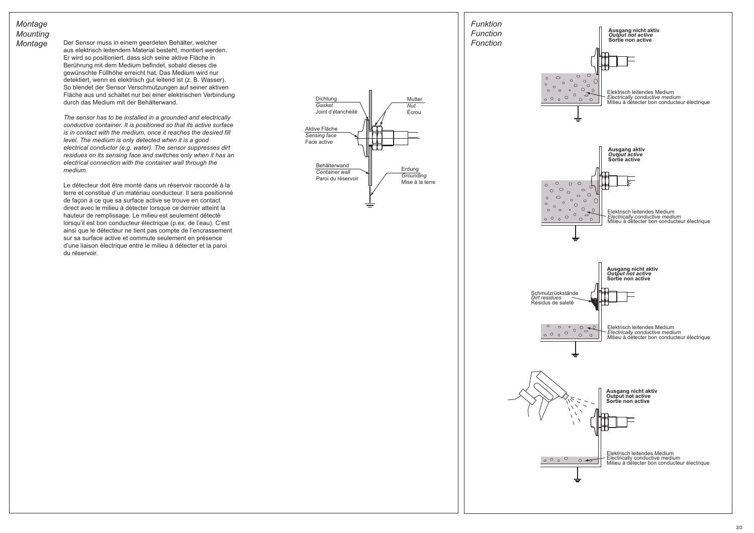*Montage*
*Mounting*
*Montage*

Der Sensor muss in einem geerdeten Behälter, welcher aus elektrisch leitendem Material besteht, montiert werden. Er wird so positioniert, dass sich seine aktive Fläche in Berührung mit dem Medium befindet, sobald dieses die gewünschte Füllhöhe erreicht hat. Das Medium wird nur detektiert, wenn es elektrisch gut leitend ist (z. B. Wasser). So blendet der Sensor Verschmutzungen auf seiner aktiven Fläche aus und schaltet nur bei einer elektrischen Verbindung durch das Medium mit der Behälterwand.

*The sensor has to be installed in a grounded and electrically conductive container. It is positioned so that its active surface is in contact with the medium, once it reaches the desired fill level. The medium is only detected when it is a good electrical conductor (e.g. water). The sensor suppresses dirt residues on its sensing face and switches only when it has an electrical connection with the container wall through the medium.*

Le détecteur doit être monté dans un réservoir raccordé à la terre et constitué d'un matériau conducteur. Il sera positionné de façon à ce que sa surface active se trouve en contact direct avec le milieu à détecter lorsque ce dernier atteint la hauteur de remplissage. Le milieu est seulement détecté lorsqu'il est bon conducteur électrique (p.ex. de l'eau). C'est ainsi que le détecteur ne tient pas compte de l'encrassement sur sa surface active et commute seulement en présence d'une liaison électrique entre le milieu à détecter et la paroi du réservoir.

Dichtung
*Gasket*
Joint d'étanchéité

Mutter
*Nut*
Écrou

Aktive Fläche
*Sensing face*
Face active

Behälterwand
*Container wall*
Paroi du réservoir

Erdung
*Grounding*
Mise à la terre

*Funktion*
*Function*
*Fonction*

**Ausgang nicht aktiv**
***Output not active***
**Sortie non active**

Elektrisch leitendes Medium
*Electrically conductive medium*
Milieu à détecter bon conducteur électrique

**Ausgang aktiv**
***Output active***
**Sortie active**

Elektrisch leitendes Medium
*Electrically conductive medium*
Milieu à détecter bon conducteur électrique

**Ausgang nicht aktiv**
***Output not active***
**Sortie non active**

Schmutzrückstände
*Dirt residues*
Résidus de saleté

Elektrisch leitendes Medium
*Electrically conductive medium*
Milieu à détecter bon conducteur électrique

**Ausgang nicht aktiv**
**Output not active**
**Sortie non active**

Elektrisch leitendes Medium
Electrically conductive medium
Milieu à détecter bon conducteur électrique